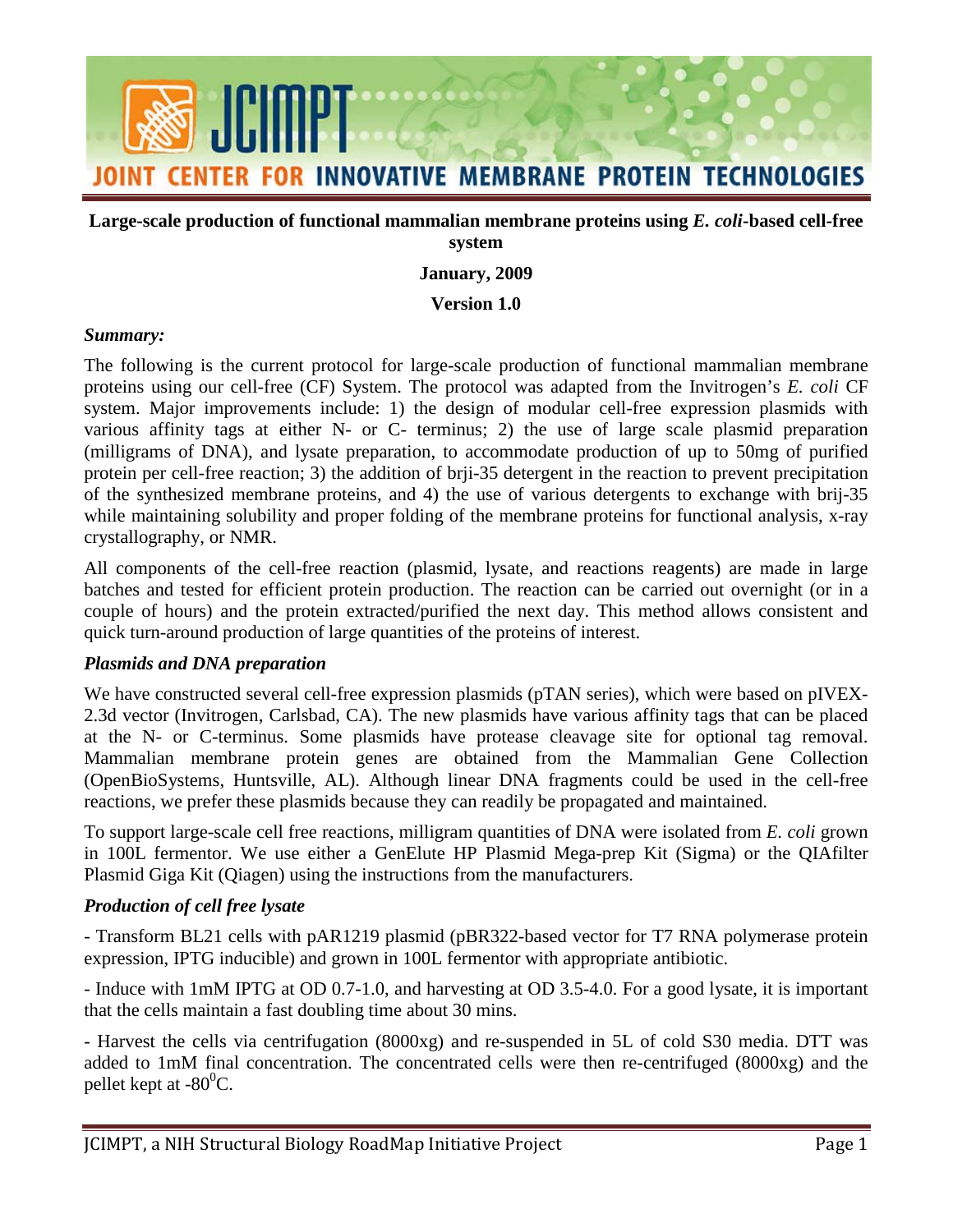# JCIMPT
## JOINT CENTER FOR INNOVATIVE MEMBRANE PROTEIN TECHNOLOGIES

**Large-scale production of functional mammalian membrane proteins using *E. coli*-based cell-free system**

**January, 2009**

**Version 1.0**

***Summary:***

The following is the current protocol for large-scale production of functional mammalian membrane proteins using our cell-free (CF) System. The protocol was adapted from the Invitrogen's *E. coli* CF system. Major improvements include: 1) the design of modular cell-free expression plasmids with various affinity tags at either N- or C- terminus; 2) the use of large scale plasmid preparation (milligrams of DNA), and lysate preparation, to accommodate production of up to 50mg of purified protein per cell-free reaction; 3) the addition of brji-35 detergent in the reaction to prevent precipitation of the synthesized membrane proteins, and 4) the use of various detergents to exchange with brij-35 while maintaining solubility and proper folding of the membrane proteins for functional analysis, x-ray crystallography, or NMR.

All components of the cell-free reaction (plasmid, lysate, and reactions reagents) are made in large batches and tested for efficient protein production. The reaction can be carried out overnight (or in a couple of hours) and the protein extracted/purified the next day. This method allows consistent and quick turn-around production of large quantities of the proteins of interest.

***Plasmids and DNA preparation***

We have constructed several cell-free expression plasmids (pTAN series), which were based on pIVEX-2.3d vector (Invitrogen, Carlsbad, CA). The new plasmids have various affinity tags that can be placed at the N- or C-terminus. Some plasmids have protease cleavage site for optional tag removal. Mammalian membrane protein genes are obtained from the Mammalian Gene Collection (OpenBioSystems, Huntsville, AL). Although linear DNA fragments could be used in the cell-free reactions, we prefer these plasmids because they can readily be propagated and maintained.

To support large-scale cell free reactions, milligram quantities of DNA were isolated from *E. coli* grown in 100L fermentor. We use either a GenElute HP Plasmid Mega-prep Kit (Sigma) or the QIAfilter Plasmid Giga Kit (Qiagen) using the instructions from the manufacturers.

***Production of cell free lysate***

- Transform BL21 cells with pAR1219 plasmid (pBR322-based vector for T7 RNA polymerase protein expression, IPTG inducible) and grown in 100L fermentor with appropriate antibiotic.

- Induce with 1mM IPTG at OD 0.7-1.0, and harvesting at OD 3.5-4.0. For a good lysate, it is important that the cells maintain a fast doubling time about 30 mins.

- Harvest the cells via centrifugation (8000xg) and re-suspended in 5L of cold S30 media. DTT was added to 1mM final concentration. The concentrated cells were then re-centrifuged (8000xg) and the pellet kept at -80$^0$C.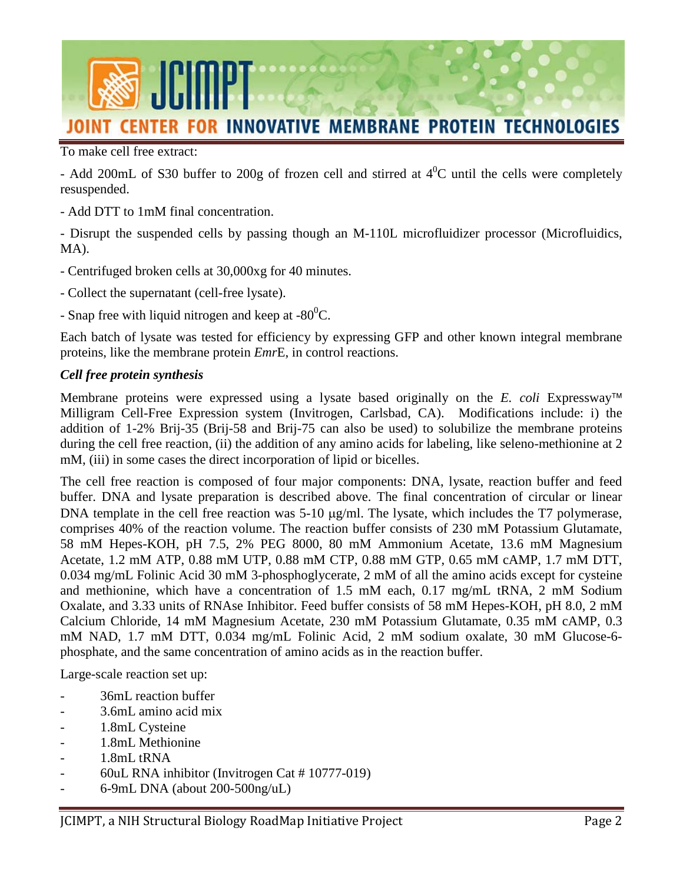To make cell free extract:

- Add 200mL of S30 buffer to 200g of frozen cell and stirred at $4^0$C until the cells were completely resuspended.

- Add DTT to 1mM final concentration.

- Disrupt the suspended cells by passing though an M-110L microfluidizer processor (Microfluidics, MA).

- Centrifuged broken cells at 30,000xg for 40 minutes.

- Collect the supernatant (cell-free lysate).

- Snap free with liquid nitrogen and keep at $-80^0$C.

Each batch of lysate was tested for efficiency by expressing GFP and other known integral membrane proteins, like the membrane protein *Emr*E, in control reactions.

***Cell free protein synthesis***

Membrane proteins were expressed using a lysate based originally on the *E. coli* Expressway™ Milligram Cell-Free Expression system (Invitrogen, Carlsbad, CA). Modifications include: i) the addition of 1-2% Brij-35 (Brij-58 and Brij-75 can also be used) to solubilize the membrane proteins during the cell free reaction, (ii) the addition of any amino acids for labeling, like seleno-methionine at 2 mM, (iii) in some cases the direct incorporation of lipid or bicelles.

The cell free reaction is composed of four major components: DNA, lysate, reaction buffer and feed buffer. DNA and lysate preparation is described above. The final concentration of circular or linear DNA template in the cell free reaction was 5-10 μg/ml. The lysate, which includes the T7 polymerase, comprises 40% of the reaction volume. The reaction buffer consists of 230 mM Potassium Glutamate, 58 mM Hepes-KOH, pH 7.5, 2% PEG 8000, 80 mM Ammonium Acetate, 13.6 mM Magnesium Acetate, 1.2 mM ATP, 0.88 mM UTP, 0.88 mM CTP, 0.88 mM GTP, 0.65 mM cAMP, 1.7 mM DTT, 0.034 mg/mL Folinic Acid 30 mM 3-phosphoglycerate, 2 mM of all the amino acids except for cysteine and methionine, which have a concentration of 1.5 mM each, 0.17 mg/mL tRNA, 2 mM Sodium Oxalate, and 3.33 units of RNAse Inhibitor. Feed buffer consists of 58 mM Hepes-KOH, pH 8.0, 2 mM Calcium Chloride, 14 mM Magnesium Acetate, 230 mM Potassium Glutamate, 0.35 mM cAMP, 0.3 mM NAD, 1.7 mM DTT, 0.034 mg/mL Folinic Acid, 2 mM sodium oxalate, 30 mM Glucose-6-phosphate, and the same concentration of amino acids as in the reaction buffer.

Large-scale reaction set up:

- 36mL reaction buffer
- 3.6mL amino acid mix
- 1.8mL Cysteine
- 1.8mL Methionine
- 1.8mL tRNA
- 60uL RNA inhibitor (Invitrogen Cat # 10777-019)
- 6-9mL DNA (about 200-500ng/uL)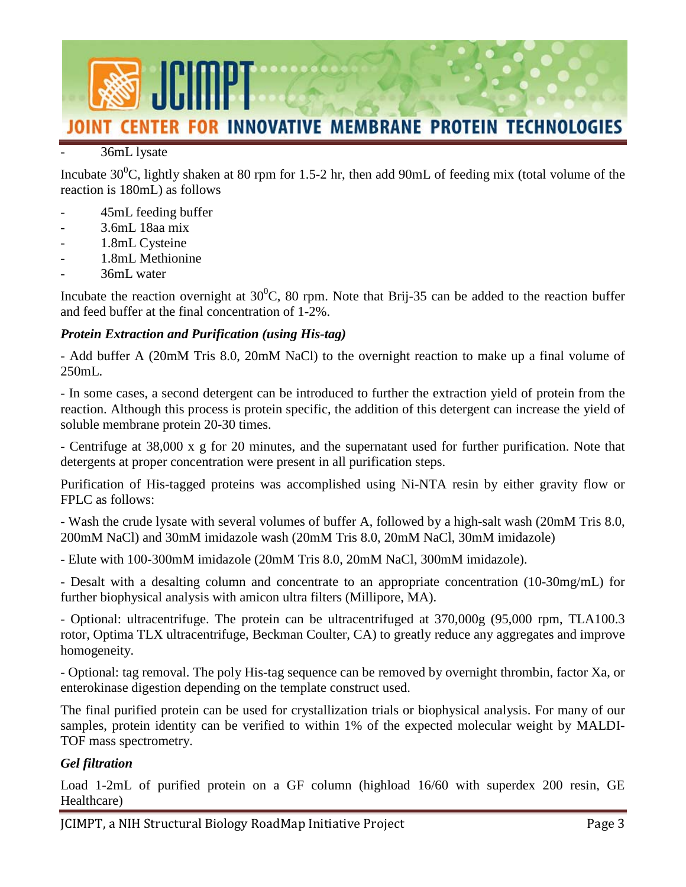- 36mL lysate

Incubate $30^0$C, lightly shaken at 80 rpm for 1.5-2 hr, then add 90mL of feeding mix (total volume of the reaction is 180mL) as follows

- 45mL feeding buffer
- 3.6mL 18aa mix
- 1.8mL Cysteine
- 1.8mL Methionine
- 36mL water

Incubate the reaction overnight at $30^0$C, 80 rpm. Note that Brij-35 can be added to the reaction buffer and feed buffer at the final concentration of 1-2%.

### *Protein Extraction and Purification (using His-tag)*

- Add buffer A (20mM Tris 8.0, 20mM NaCl) to the overnight reaction to make up a final volume of 250mL.

- In some cases, a second detergent can be introduced to further the extraction yield of protein from the reaction. Although this process is protein specific, the addition of this detergent can increase the yield of soluble membrane protein 20-30 times.

- Centrifuge at 38,000 x g for 20 minutes, and the supernatant used for further purification. Note that detergents at proper concentration were present in all purification steps.

Purification of His-tagged proteins was accomplished using Ni-NTA resin by either gravity flow or FPLC as follows:

- Wash the crude lysate with several volumes of buffer A, followed by a high-salt wash (20mM Tris 8.0, 200mM NaCl) and 30mM imidazole wash (20mM Tris 8.0, 20mM NaCl, 30mM imidazole)

- Elute with 100-300mM imidazole (20mM Tris 8.0, 20mM NaCl, 300mM imidazole).

- Desalt with a desalting column and concentrate to an appropriate concentration (10-30mg/mL) for further biophysical analysis with amicon ultra filters (Millipore, MA).

- Optional: ultracentrifuge. The protein can be ultracentrifuged at 370,000g (95,000 rpm, TLA100.3 rotor, Optima TLX ultracentrifuge, Beckman Coulter, CA) to greatly reduce any aggregates and improve homogeneity.

- Optional: tag removal. The poly His-tag sequence can be removed by overnight thrombin, factor Xa, or enterokinase digestion depending on the template construct used.

The final purified protein can be used for crystallization trials or biophysical analysis. For many of our samples, protein identity can be verified to within 1% of the expected molecular weight by MALDI-TOF mass spectrometry.

### *Gel filtration*

Load 1-2mL of purified protein on a GF column (highload 16/60 with superdex 200 resin, GE Healthcare)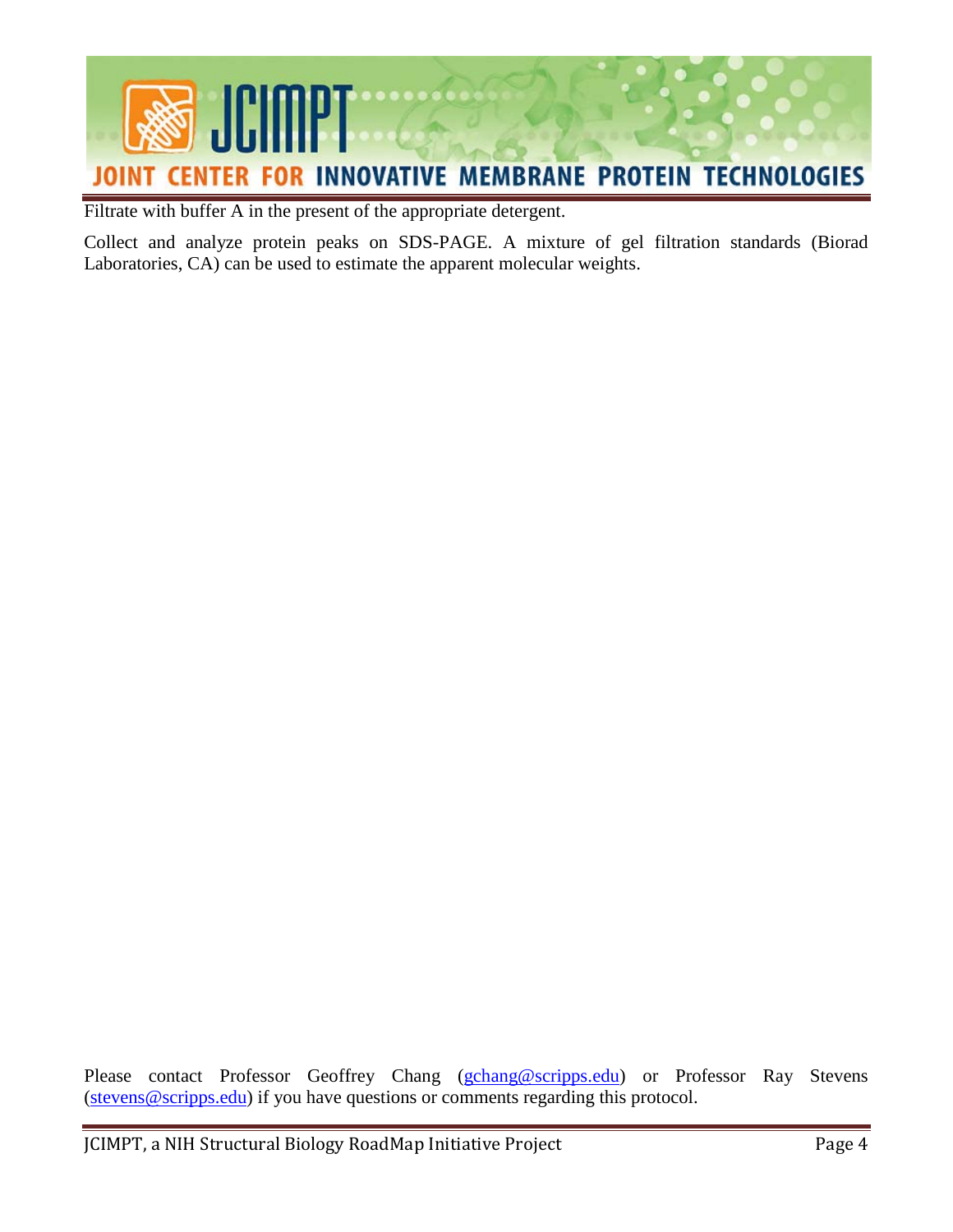Filtrate with buffer A in the present of the appropriate detergent.

Collect and analyze protein peaks on SDS-PAGE. A mixture of gel filtration standards (Biorad Laboratories, CA) can be used to estimate the apparent molecular weights.

Please contact Professor Geoffrey Chang (gchang@scripps.edu) or Professor Ray Stevens (stevens@scripps.edu) if you have questions or comments regarding this protocol.